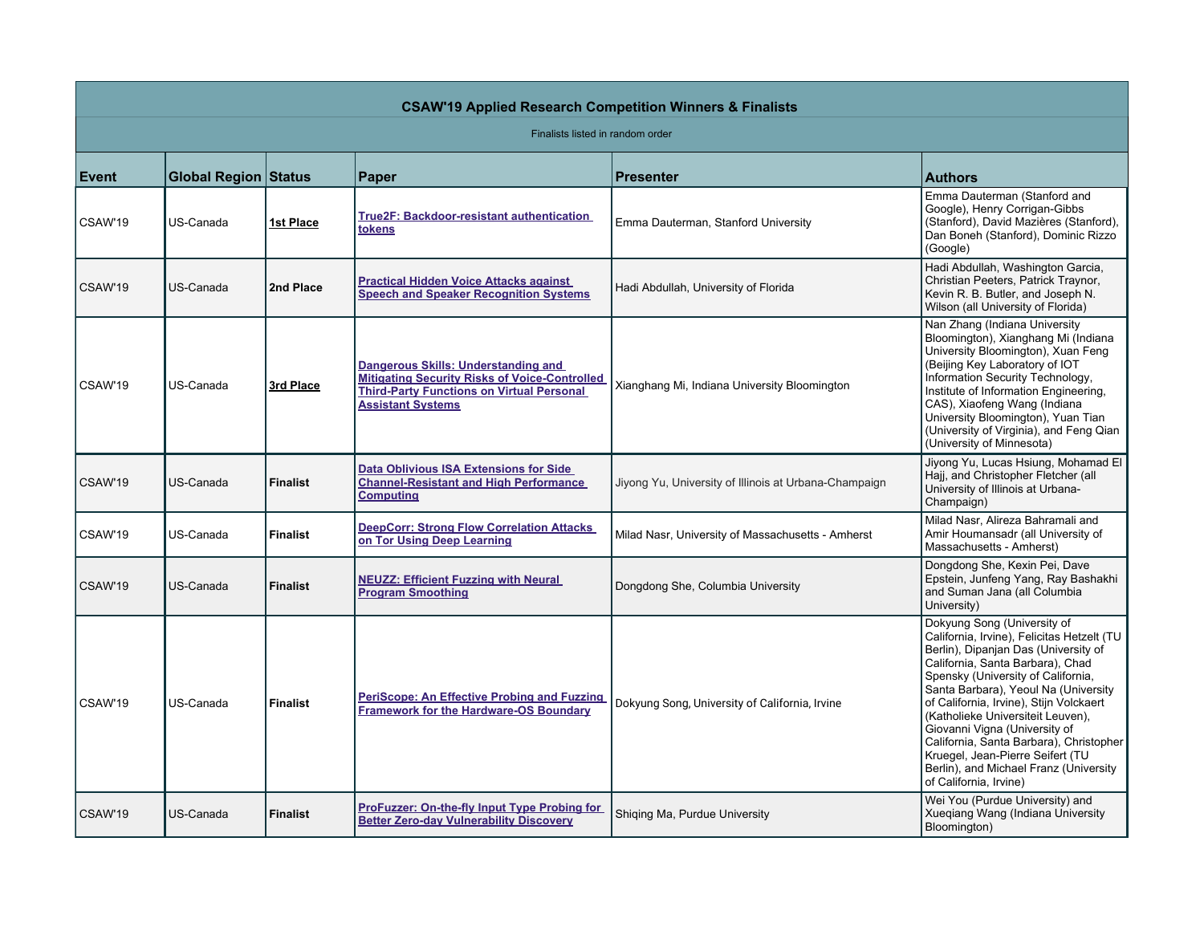**CSAW'19 Applied Research Competition Winners & Finalists**

Finalists listed in random order

| Event | Global Region | Status | Paper | Presenter | Authors |
|---|---|---|---|---|---|
| CSAW'19 | US-Canada | **1st Place** | **True2F: Backdoor-resistant authentication tokens** | Emma Dauterman, Stanford University | Emma Dauterman (Stanford and Google), Henry Corrigan-Gibbs (Stanford), David Mazières (Stanford), Dan Boneh (Stanford), Dominic Rizzo (Google) |
| CSAW'19 | US-Canada | **2nd Place** | **Practical Hidden Voice Attacks against Speech and Speaker Recognition Systems** | Hadi Abdullah, University of Florida | Hadi Abdullah, Washington Garcia, Christian Peeters, Patrick Traynor, Kevin R. B. Butler, and Joseph N. Wilson (all University of Florida) |
| CSAW'19 | US-Canada | **3rd Place** | **Dangerous Skills: Understanding and Mitigating Security Risks of Voice-Controlled Third-Party Functions on Virtual Personal Assistant Systems** | Xianghang Mi, Indiana University Bloomington | Nan Zhang (Indiana University Bloomington), Xianghang Mi (Indiana University Bloomington), Xuan Feng (Beijing Key Laboratory of IOT Information Security Technology, Institute of Information Engineering, CAS), Xiaofeng Wang (Indiana University Bloomington), Yuan Tian (University of Virginia), and Feng Qian (University of Minnesota) |
| CSAW'19 | US-Canada | **Finalist** | **Data Oblivious ISA Extensions for Side Channel-Resistant and High Performance Computing** | Jiyong Yu, University of Illinois at Urbana-Champaign | Jiyong Yu, Lucas Hsiung, Mohamad El Hajj, and Christopher Fletcher (all University of Illinois at Urbana-Champaign) |
| CSAW'19 | US-Canada | **Finalist** | **DeepCorr: Strong Flow Correlation Attacks on Tor Using Deep Learning** | Milad Nasr, University of Massachusetts - Amherst | Milad Nasr, Alireza Bahramali and Amir Houmansadr (all University of Massachusetts - Amherst) |
| CSAW'19 | US-Canada | **Finalist** | **NEUZZ: Efficient Fuzzing with Neural Program Smoothing** | Dongdong She, Columbia University | Dongdong She, Kexin Pei, Dave Epstein, Junfeng Yang, Ray Bashakhi and Suman Jana (all Columbia University) |
| CSAW'19 | US-Canada | **Finalist** | **PeriScope: An Effective Probing and Fuzzing Framework for the Hardware-OS Boundary** | Dokyung Song, University of California, Irvine | Dokyung Song (University of California, Irvine), Felicitas Hetzelt (TU Berlin), Dipanjan Das (University of California, Santa Barbara), Chad Spensky (University of California, Santa Barbara), Yeoul Na (University of California, Irvine), Stijn Volckaert (Katholieke Universiteit Leuven), Giovanni Vigna (University of California, Santa Barbara), Christopher Kruegel, Jean-Pierre Seifert (TU Berlin), and Michael Franz (University of California, Irvine) |
| CSAW'19 | US-Canada | **Finalist** | **ProFuzzer: On-the-fly Input Type Probing for Better Zero-day Vulnerability Discovery** | Shiqing Ma, Purdue University | Wei You (Purdue University) and Xueqiang Wang (Indiana University Bloomington) |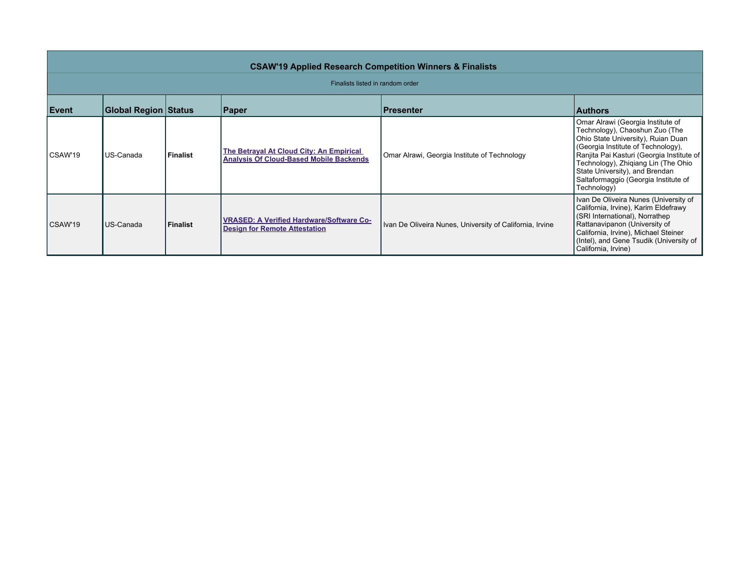| CSAW'19 Applied Research Competition Winners & Finalists | | | | | |
|---|---|---|---|---|---|
| Finalists listed in random order | | | | | |
| **Event** | **Global Region** | **Status** | **Paper** | **Presenter** | **Authors** |
| CSAW'19 | US-Canada | **Finalist** | **The Betrayal At Cloud City: An Empirical Analysis Of Cloud-Based Mobile Backends** | Omar Alrawi, Georgia Institute of Technology | Omar Alrawi (Georgia Institute of Technology), Chaoshun Zuo (The Ohio State University), Ruian Duan (Georgia Institute of Technology), Ranjita Pai Kasturi (Georgia Institute of Technology), Zhiqiang Lin (The Ohio State University), and Brendan Saltaformaggio (Georgia Institute of Technology) |
| CSAW'19 | US-Canada | **Finalist** | **VRASED: A Verified Hardware/Software Co-Design for Remote Attestation** | Ivan De Oliveira Nunes, University of California, Irvine | Ivan De Oliveira Nunes (University of California, Irvine), Karim Eldefrawy (SRI International), Norrathep Rattanavipanon (University of California, Irvine), Michael Steiner (Intel), and Gene Tsudik (University of California, Irvine) |